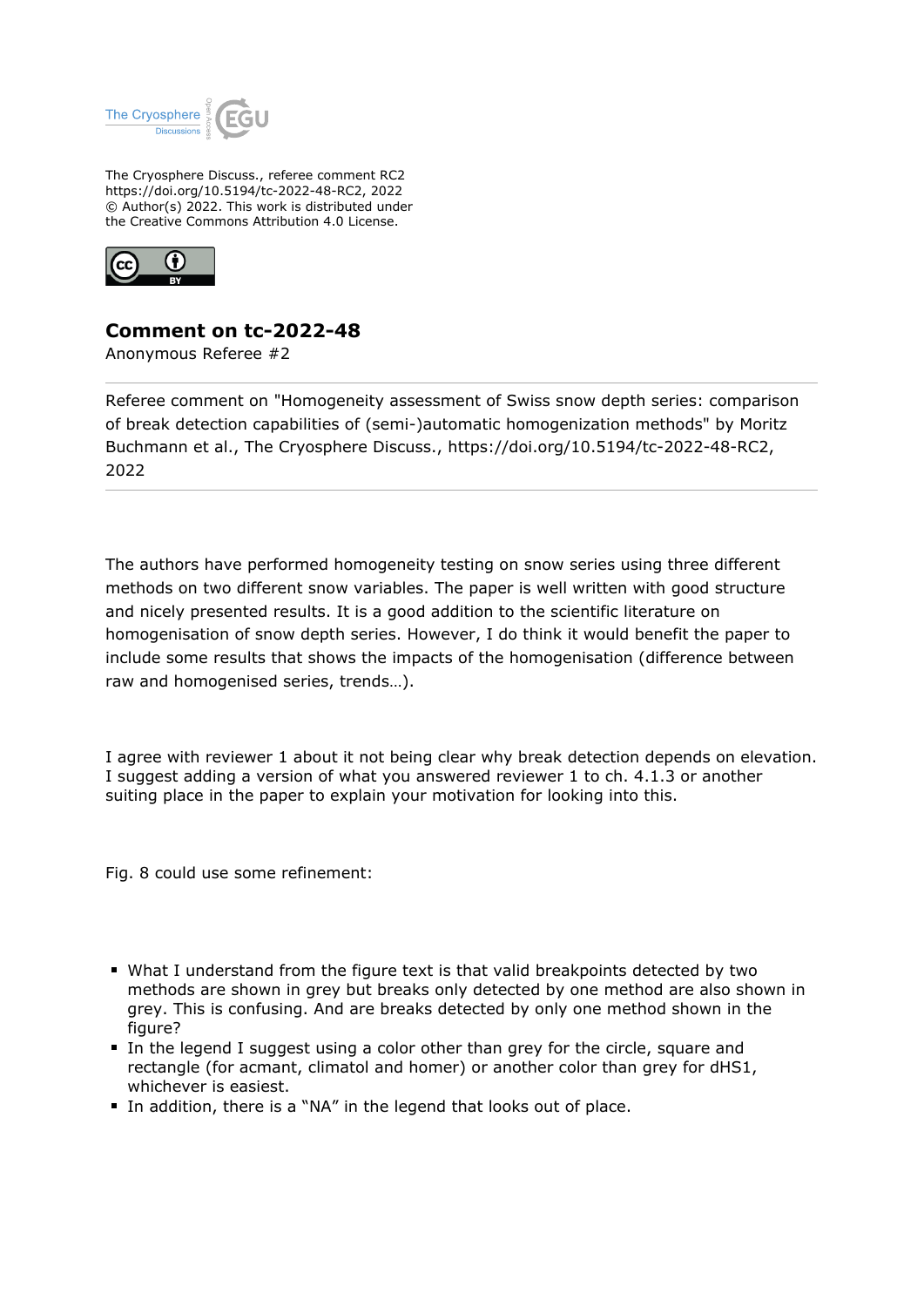The Cryosphere Discuss., referee comment RC2
https://doi.org/10.5194/tc-2022-48-RC2, 2022
© Author(s) 2022. This work is distributed under
the Creative Commons Attribution 4.0 License.

# Comment on tc-2022-48

Anonymous Referee #2

---

Referee comment on "Homogeneity assessment of Swiss snow depth series: comparison of break detection capabilities of (semi-)automatic homogenization methods" by Moritz Buchmann et al., The Cryosphere Discuss., https://doi.org/10.5194/tc-2022-48-RC2, 2022

---

The authors have performed homogeneity testing on snow series using three different methods on two different snow variables. The paper is well written with good structure and nicely presented results. It is a good addition to the scientific literature on homogenisation of snow depth series. However, I do think it would benefit the paper to include some results that shows the impacts of the homogenisation (difference between raw and homogenised series, trends…).

I agree with reviewer 1 about it not being clear why break detection depends on elevation. I suggest adding a version of what you answered reviewer 1 to ch. 4.1.3 or another suiting place in the paper to explain your motivation for looking into this.

Fig. 8 could use some refinement:

- What I understand from the figure text is that valid breakpoints detected by two methods are shown in grey but breaks only detected by one method are also shown in grey. This is confusing. And are breaks detected by only one method shown in the figure?
- In the legend I suggest using a color other than grey for the circle, square and rectangle (for acmant, climatol and homer) or another color than grey for dHS1, whichever is easiest.
- In addition, there is a "NA" in the legend that looks out of place.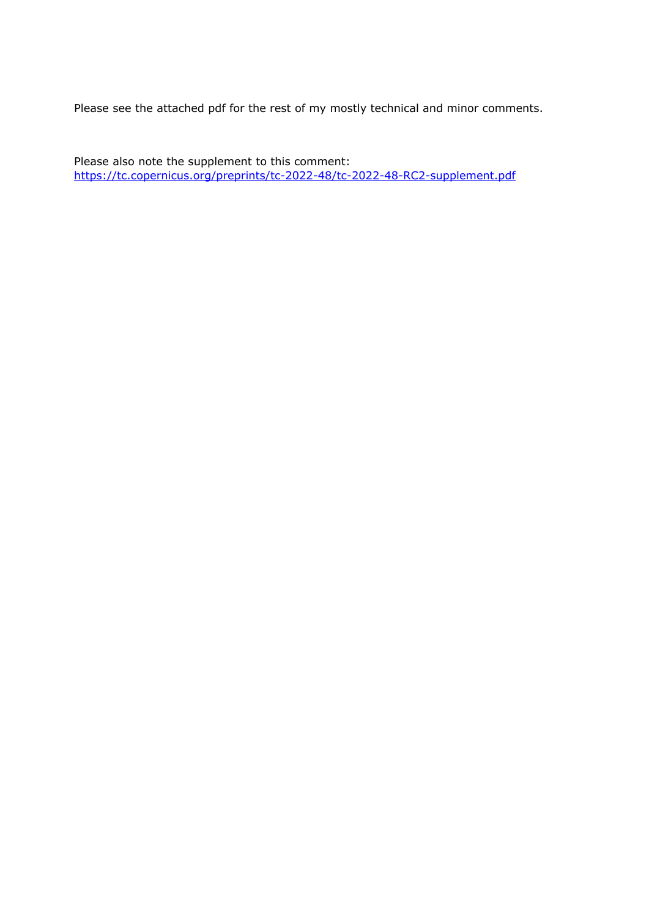Please see the attached pdf for the rest of my mostly technical and minor comments.

Please also note the supplement to this comment:
[https://tc.copernicus.org/preprints/tc-2022-48/tc-2022-48-RC2-supplement.pdf](https://tc.copernicus.org/preprints/tc-2022-48/tc-2022-48-RC2-supplement.pdf)